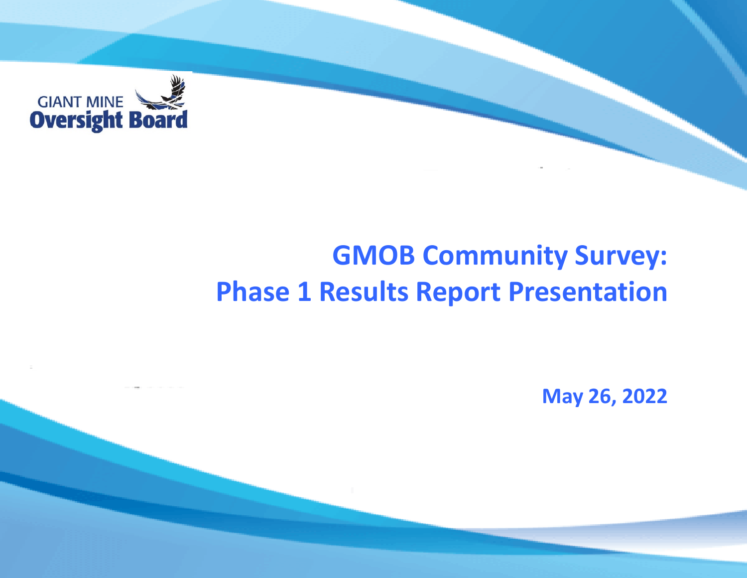GIANT MINE
**Oversight Board**

# GMOB Community Survey: Phase 1 Results Report Presentation

**May 26, 2022**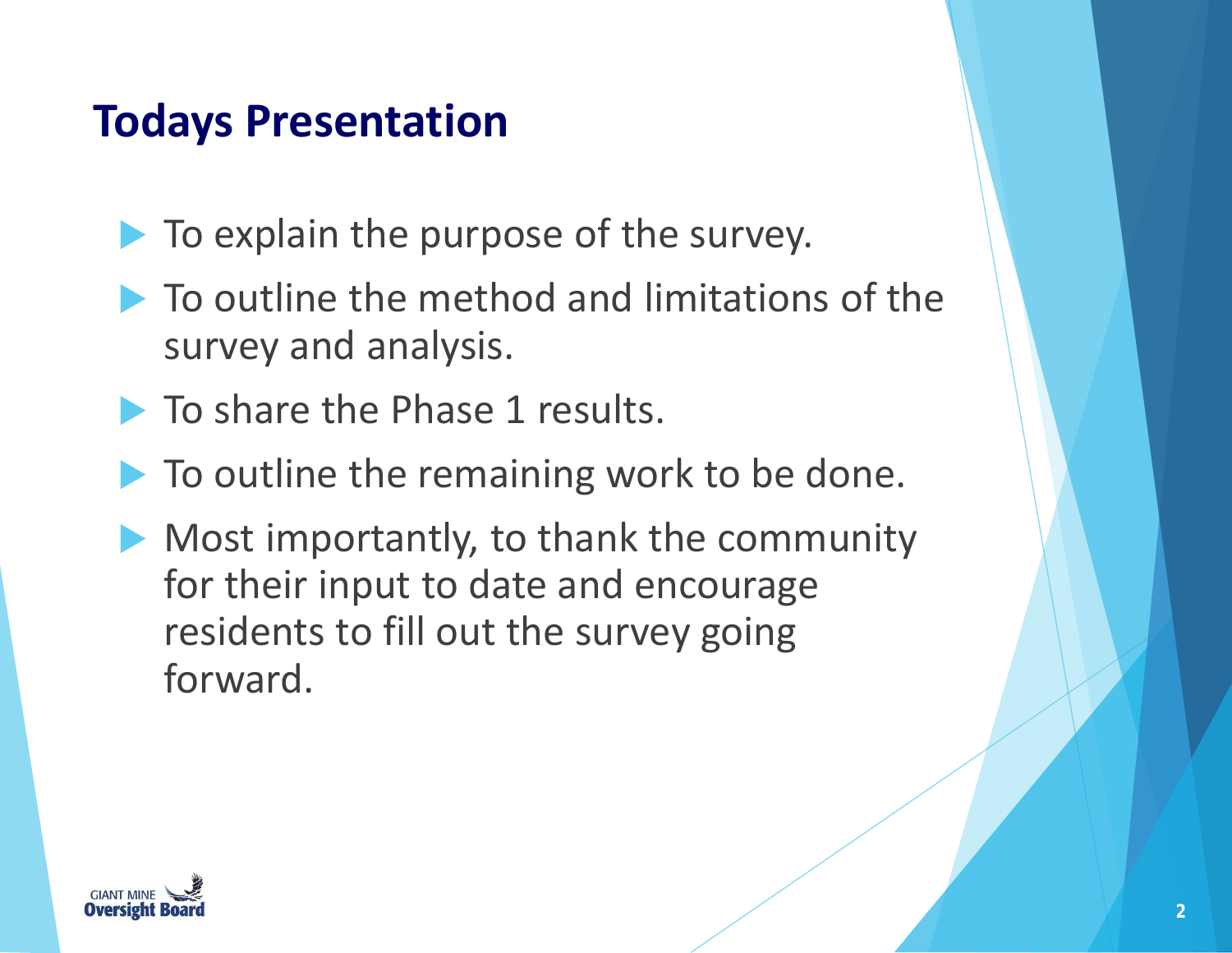## Todays Presentation

- To explain the purpose of the survey.
- To outline the method and limitations of the survey and analysis.
- To share the Phase 1 results.
- To outline the remaining work to be done.
- Most importantly, to thank the community for their input to date and encourage residents to fill out the survey going forward.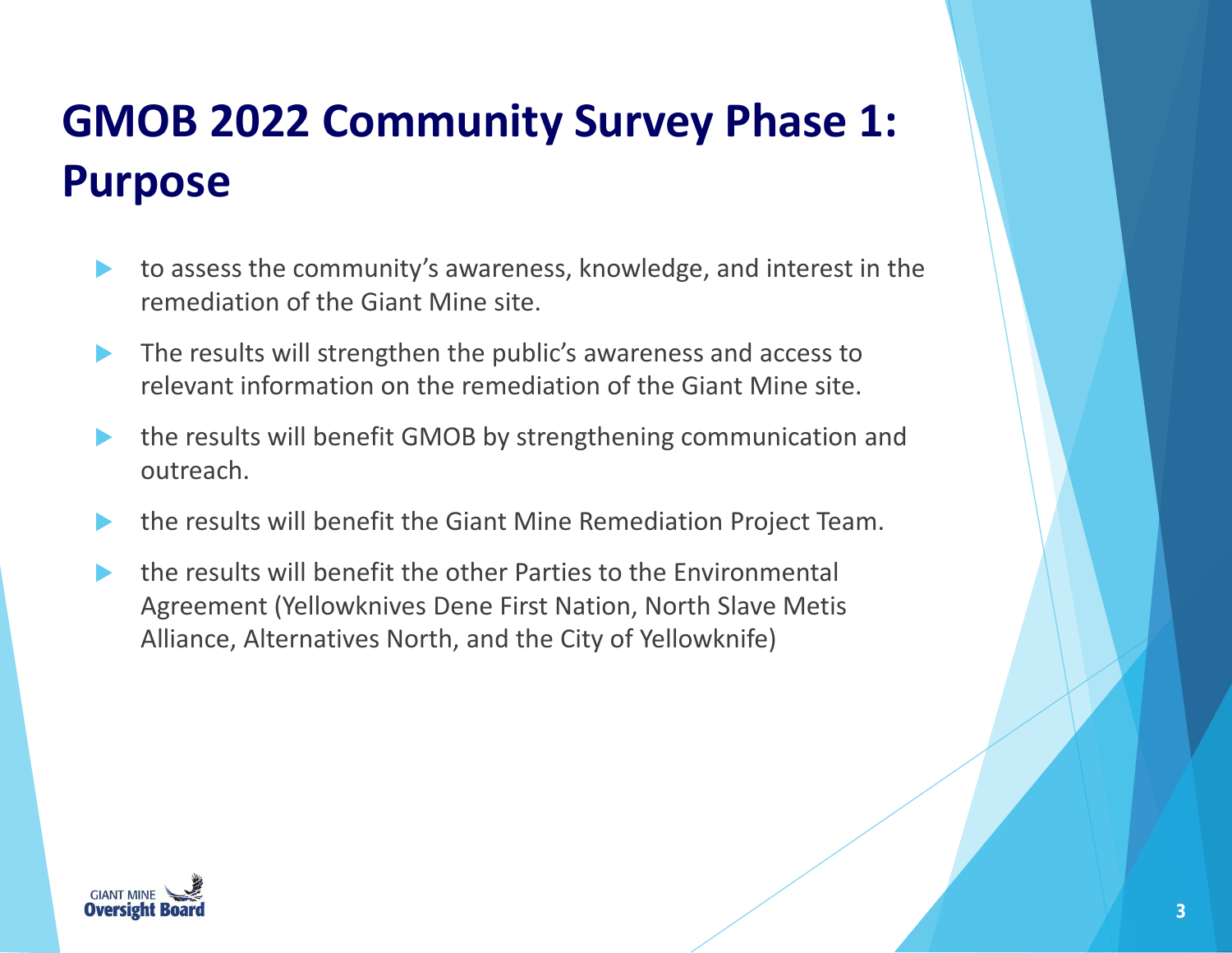# GMOB 2022 Community Survey Phase 1: Purpose

- to assess the community's awareness, knowledge, and interest in the remediation of the Giant Mine site.
- The results will strengthen the public's awareness and access to relevant information on the remediation of the Giant Mine site.
- the results will benefit GMOB by strengthening communication and outreach.
- the results will benefit the Giant Mine Remediation Project Team.
- the results will benefit the other Parties to the Environmental Agreement (Yellowknives Dene First Nation, North Slave Metis Alliance, Alternatives North, and the City of Yellowknife)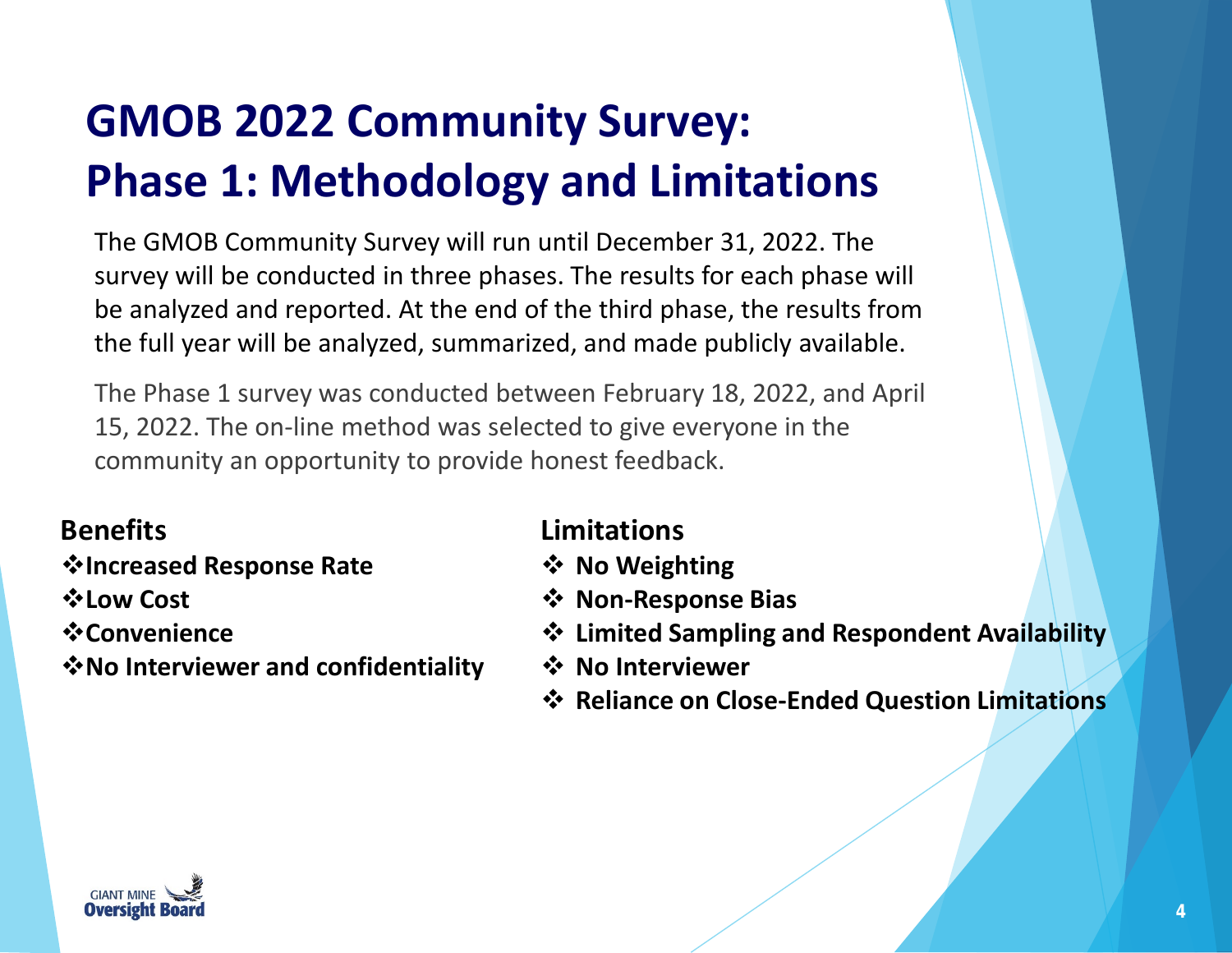# GMOB 2022 Community Survey: Phase 1: Methodology and Limitations

The GMOB Community Survey will run until December 31, 2022. The survey will be conducted in three phases. The results for each phase will be analyzed and reported. At the end of the third phase, the results from the full year will be analyzed, summarized, and made publicly available.

The Phase 1 survey was conducted between February 18, 2022, and April 15, 2022. The on-line method was selected to give everyone in the community an opportunity to provide honest feedback.

## Benefits

- **Increased Response Rate**
- **Low Cost**
- **Convenience**
- **No Interviewer and confidentiality**

## Limitations

- **No Weighting**
- **Non-Response Bias**
- **Limited Sampling and Respondent Availability**
- **No Interviewer**
- **Reliance on Close-Ended Question Limitations**

GIANT MINE Oversight Board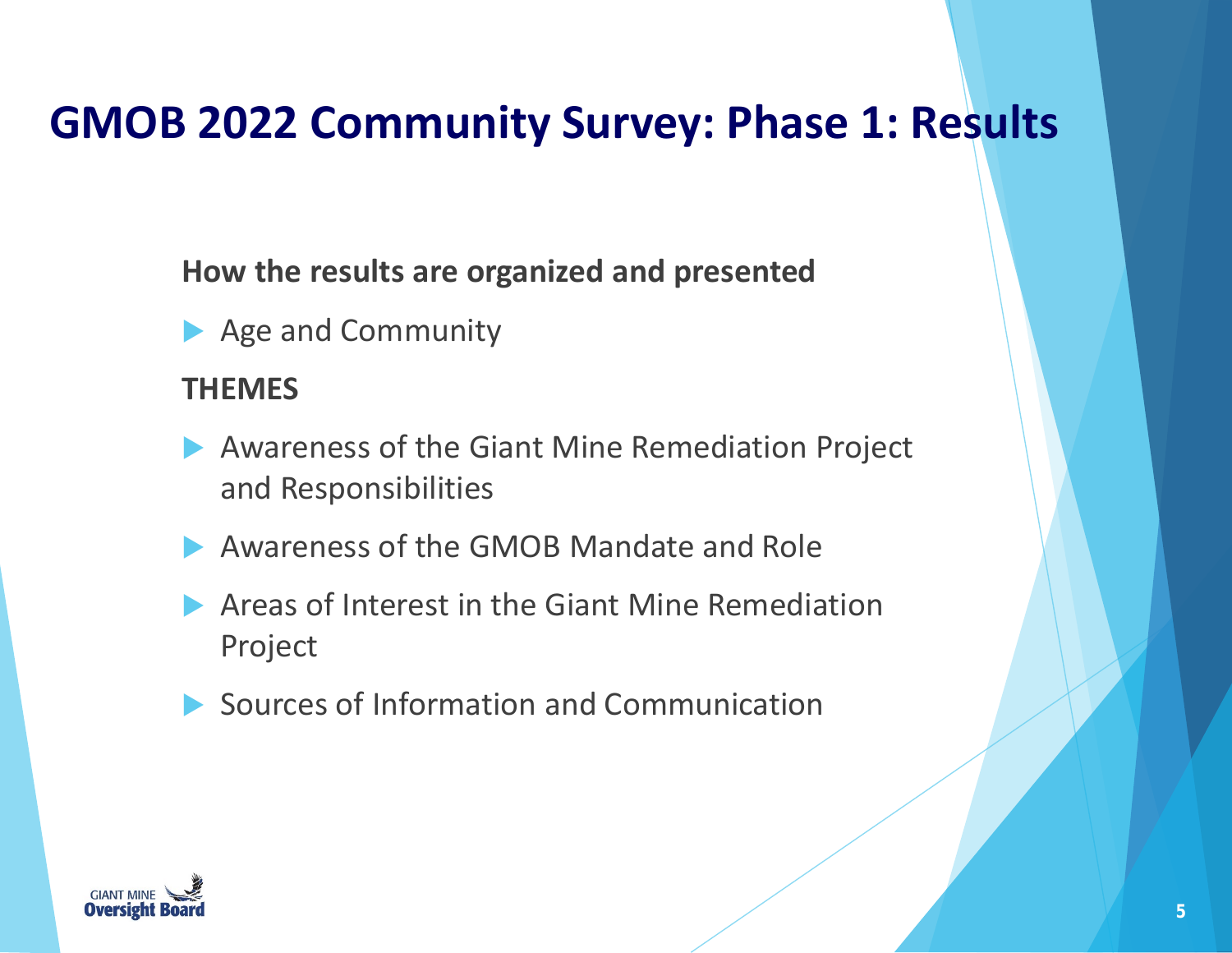# GMOB 2022 Community Survey: Phase 1: Results

**How the results are organized and presented**

- Age and Community

**THEMES**

- Awareness of the Giant Mine Remediation Project and Responsibilities
- Awareness of the GMOB Mandate and Role
- Areas of Interest in the Giant Mine Remediation Project
- Sources of Information and Communication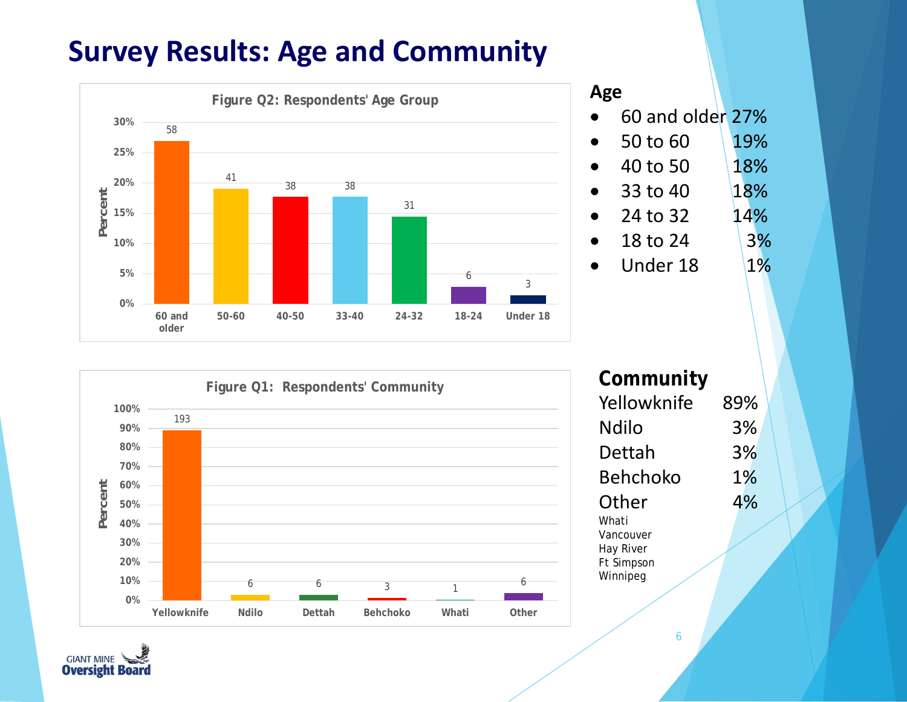# Survey Results: Age and Community

**Figure Q2: Respondents' Age Group**

| Age Group | Count | Percent |
|---|---|---|
| 60 and older | 58 | 27% |
| 50-60 | 41 | 19% |
| 40-50 | 38 | 18% |
| 33-40 | 38 | 18% |
| 24-32 | 31 | 14% |
| 18-24 | 6 | 3% |
| Under 18 | 3 | 1% |

## Age

- 60 and older 27%
- 50 to 60 19%
- 40 to 50 18%
- 33 to 40 18%
- 24 to 32 14%
- 18 to 24 3%
- Under 18 1%

**Figure Q1: Respondents' Community**

| Community | Count |
|---|---|
| Yellowknife | 193 |
| Ndilo | 6 |
| Dettah | 6 |
| Behchoko | 3 |
| Whati | 1 |
| Other | 6 |

## Community

| Community | Percent |
|---|---|
| Yellowknife | 89% |
| Ndilo | 3% |
| Dettah | 3% |
| Behchoko | 1% |
| Other | 4% |

Whati
Vancouver
Hay River
Ft Simpson
Winnipeg

GIANT MINE Oversight Board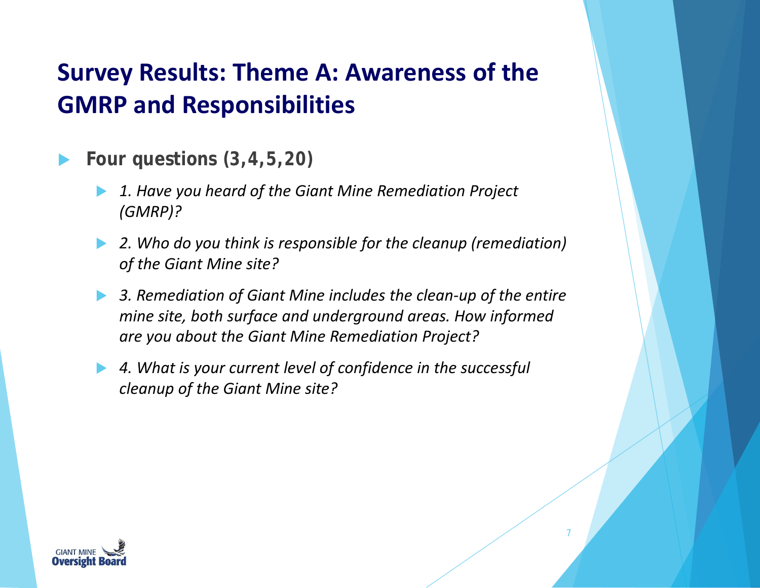# Survey Results: Theme A: Awareness of the GMRP and Responsibilities

- **Four questions (3,4,5,20)**
  - *1. Have you heard of the Giant Mine Remediation Project (GMRP)?*
  - *2. Who do you think is responsible for the cleanup (remediation) of the Giant Mine site?*
  - *3. Remediation of Giant Mine includes the clean-up of the entire mine site, both surface and underground areas. How informed are you about the Giant Mine Remediation Project?*
  - *4. What is your current level of confidence in the successful cleanup of the Giant Mine site?*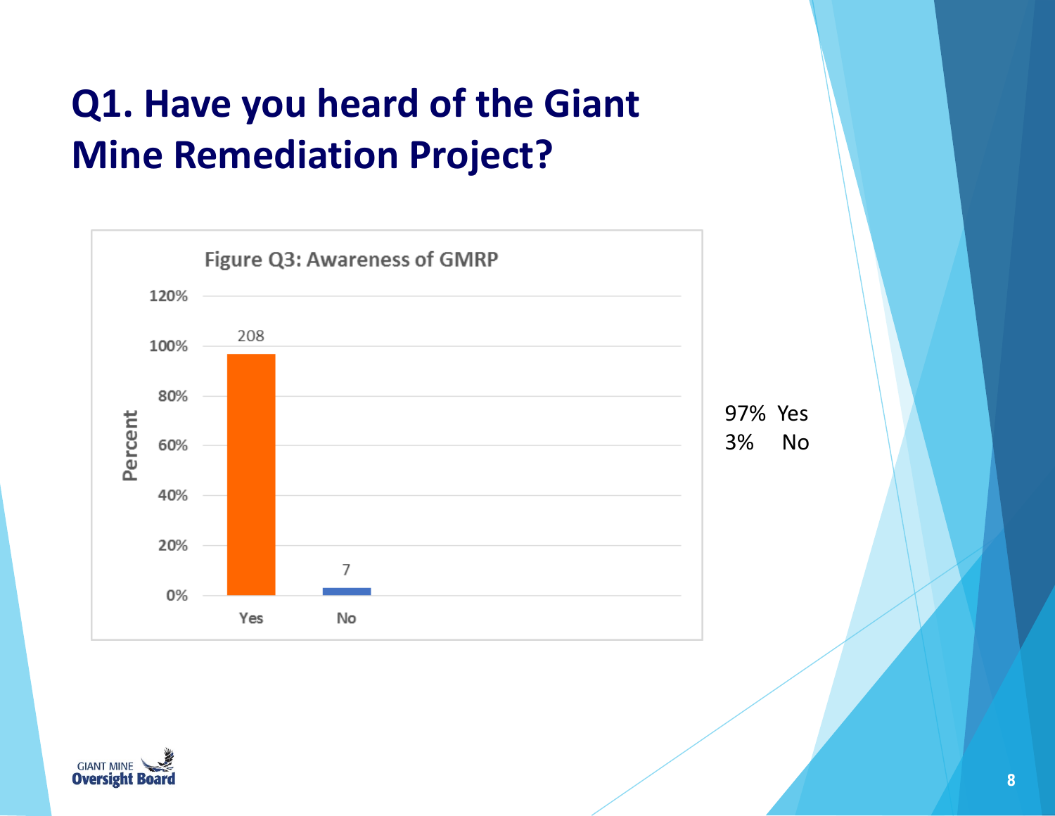# Q1. Have you heard of the Giant Mine Remediation Project?

Figure Q3: Awareness of GMRP

| Response | Count | Percent |
| --- | --- | --- |
| Yes | 208 | 97% |
| No | 7 | 3% |

97% Yes
3% No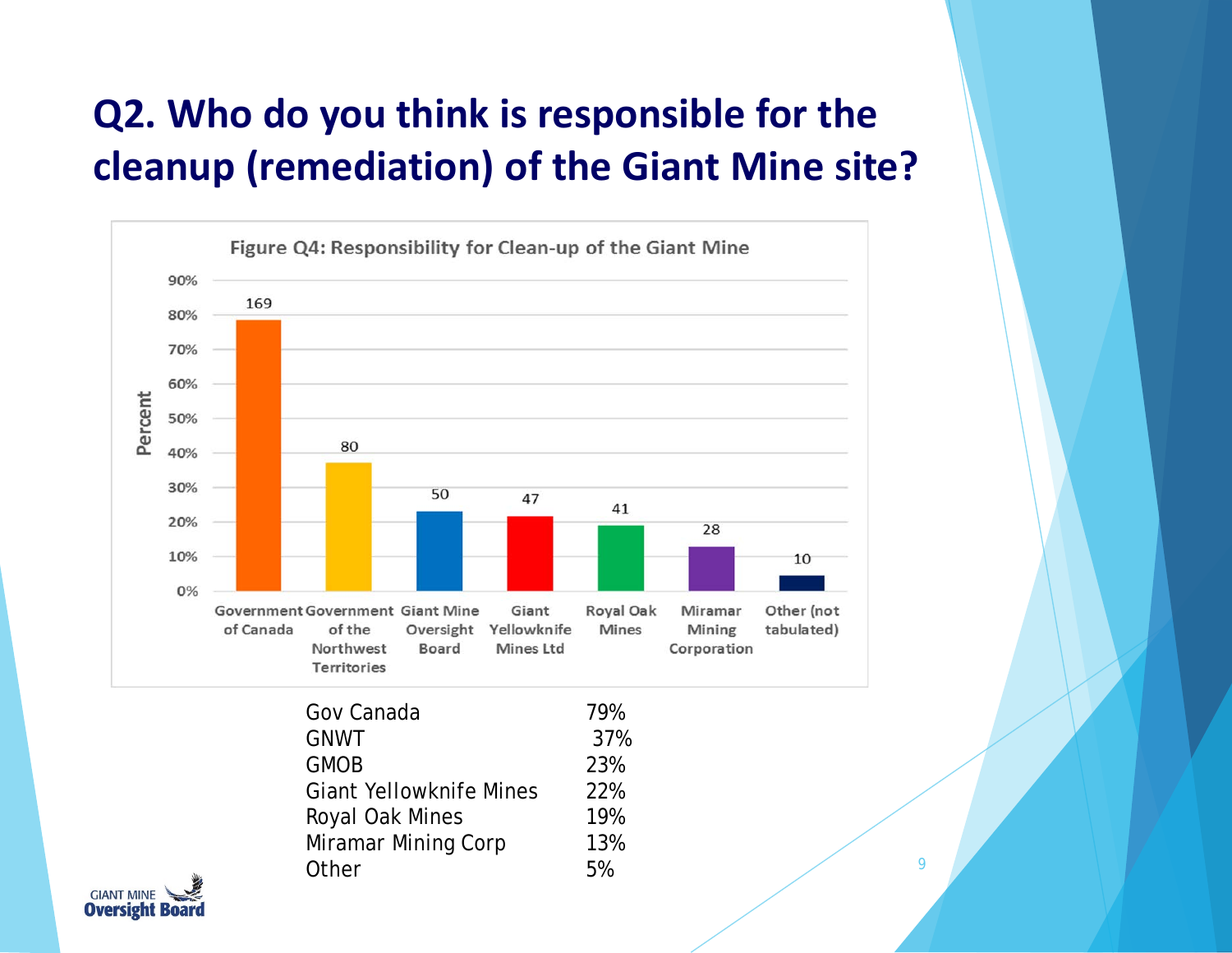# Q2. Who do you think is responsible for the cleanup (remediation) of the Giant Mine site?

**Figure Q4: Responsibility for Clean-up of the Giant Mine**

| Response | Count |
|---|---|
| Government of Canada | 169 |
| Government of the Northwest Territories | 80 |
| Giant Mine Oversight Board | 50 |
| Giant Yellowknife Mines Ltd | 47 |
| Royal Oak Mines | 41 |
| Miramar Mining Corporation | 28 |
| Other (not tabulated) | 10 |

| | |
|---|---|
| Gov Canada | 79% |
| GNWT | 37% |
| GMOB | 23% |
| Giant Yellowknife Mines | 22% |
| Royal Oak Mines | 19% |
| Miramar Mining Corp | 13% |
| Other | 5% |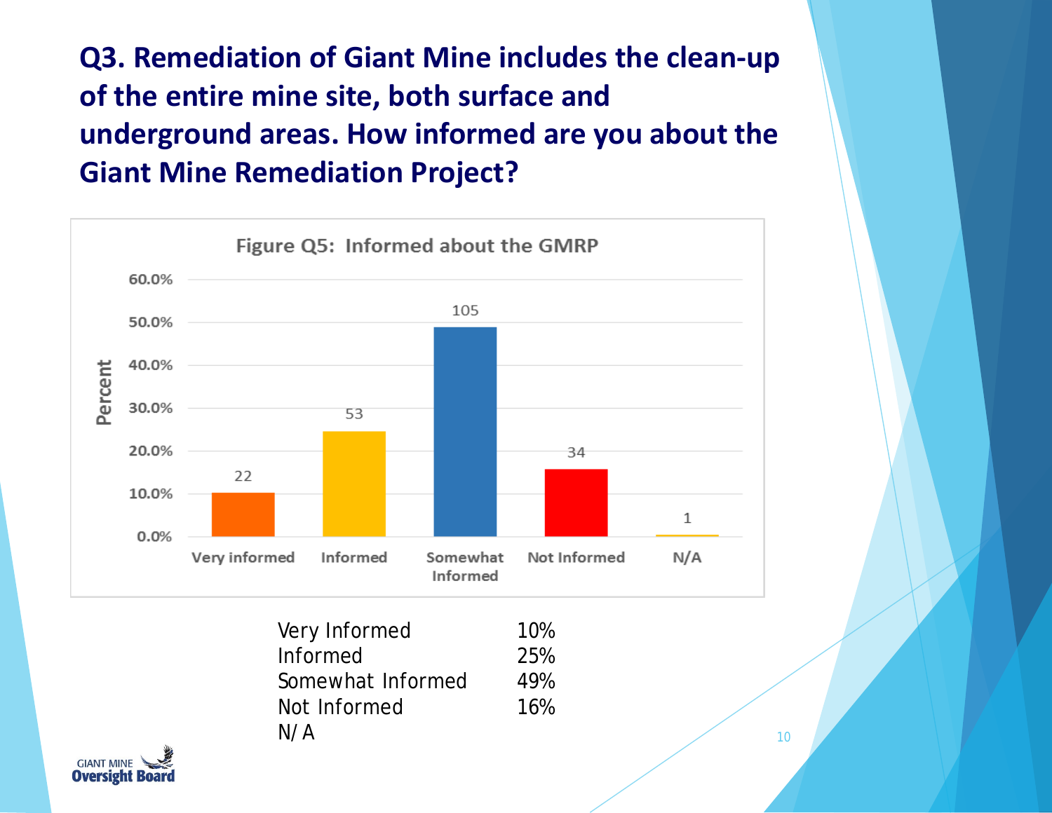# Q3. Remediation of Giant Mine includes the clean-up of the entire mine site, both surface and underground areas. How informed are you about the Giant Mine Remediation Project?

**Figure Q5: Informed about the GMRP**

| Response | Count |
|---|---|
| Very informed | 22 |
| Informed | 53 |
| Somewhat Informed | 105 |
| Not Informed | 34 |
| N/A | 1 |

| | |
|---|---|
| Very Informed | 10% |
| Informed | 25% |
| Somewhat Informed | 49% |
| Not Informed | 16% |
| N/ A | |

GIANT MINE Oversight Board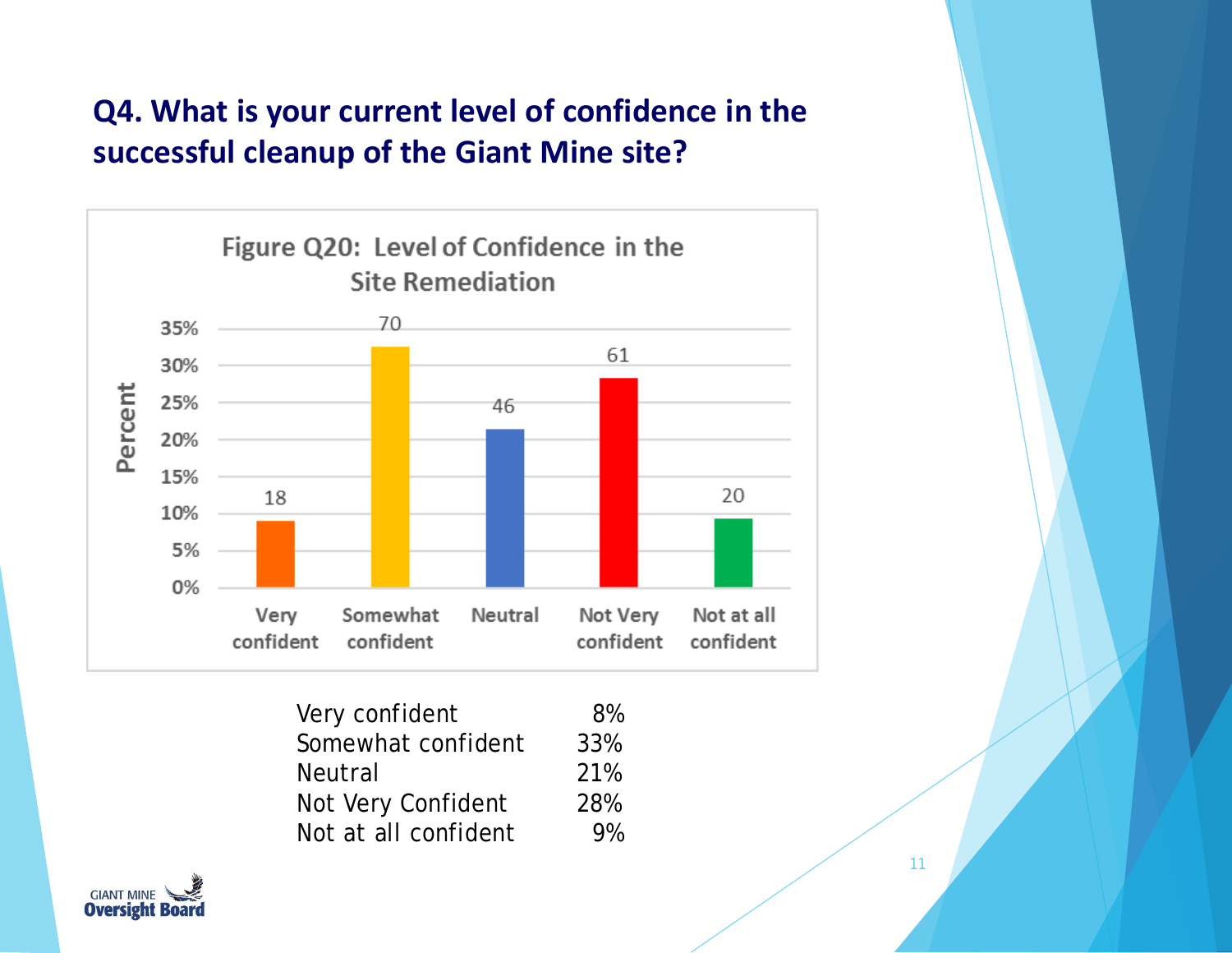## Q4. What is your current level of confidence in the successful cleanup of the Giant Mine site?

Figure Q20: Level of Confidence in the Site Remediation

| Response | Count |
|---|---|
| Very confident | 18 |
| Somewhat confident | 70 |
| Neutral | 46 |
| Not Very confident | 61 |
| Not at all confident | 20 |

| | |
|---|---|
| Very confident | 8% |
| Somewhat confident | 33% |
| Neutral | 21% |
| Not Very Confident | 28% |
| Not at all confident | 9% |

GIANT MINE Oversight Board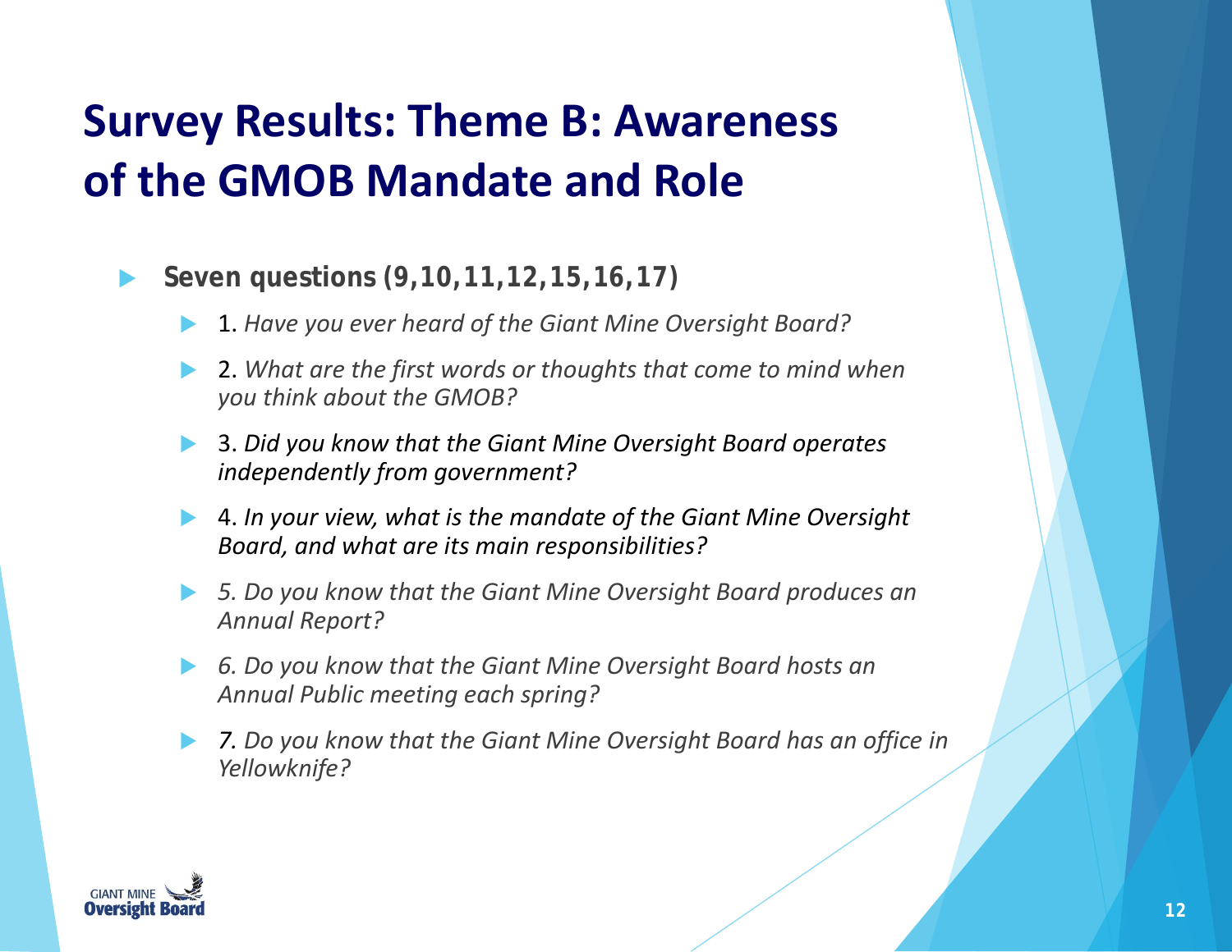# Survey Results: Theme B: Awareness of the GMOB Mandate and Role

- **Seven questions (9,10,11,12,15,16,17)**
  - 1. *Have you ever heard of the Giant Mine Oversight Board?*
  - 2. *What are the first words or thoughts that come to mind when you think about the GMOB?*
  - 3. *Did you know that the Giant Mine Oversight Board operates independently from government?*
  - 4. *In your view, what is the mandate of the Giant Mine Oversight Board, and what are its main responsibilities?*
  - *5. Do you know that the Giant Mine Oversight Board produces an Annual Report?*
  - *6. Do you know that the Giant Mine Oversight Board hosts an Annual Public meeting each spring?*
  - *7. Do you know that the Giant Mine Oversight Board has an office in Yellowknife?*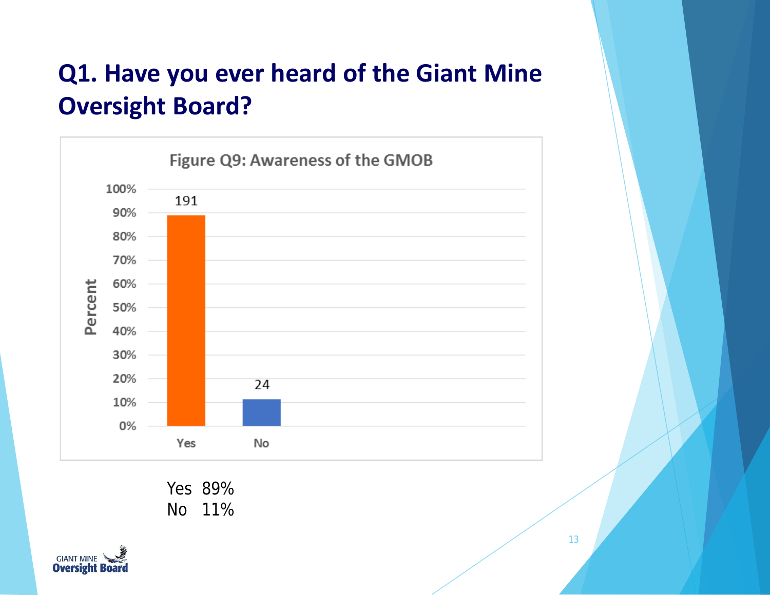# Q1. Have you ever heard of the Giant Mine Oversight Board?

**Figure Q9: Awareness of the GMOB**

| Response | Count |
|---|---|
| Yes | 191 |
| No | 24 |

Yes 89%
No 11%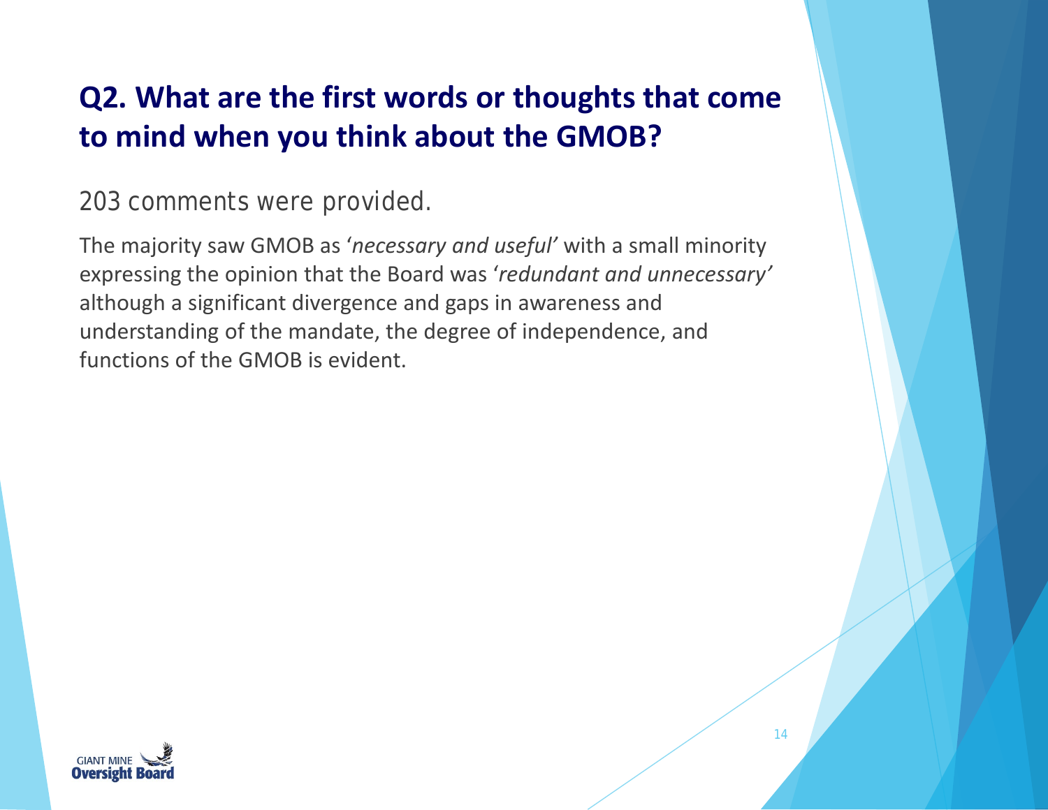## Q2. What are the first words or thoughts that come to mind when you think about the GMOB?

203 comments were provided.

The majority saw GMOB as '*necessary and useful'* with a small minority expressing the opinion that the Board was '*redundant and unnecessary'* although a significant divergence and gaps in awareness and understanding of the mandate, the degree of independence, and functions of the GMOB is evident.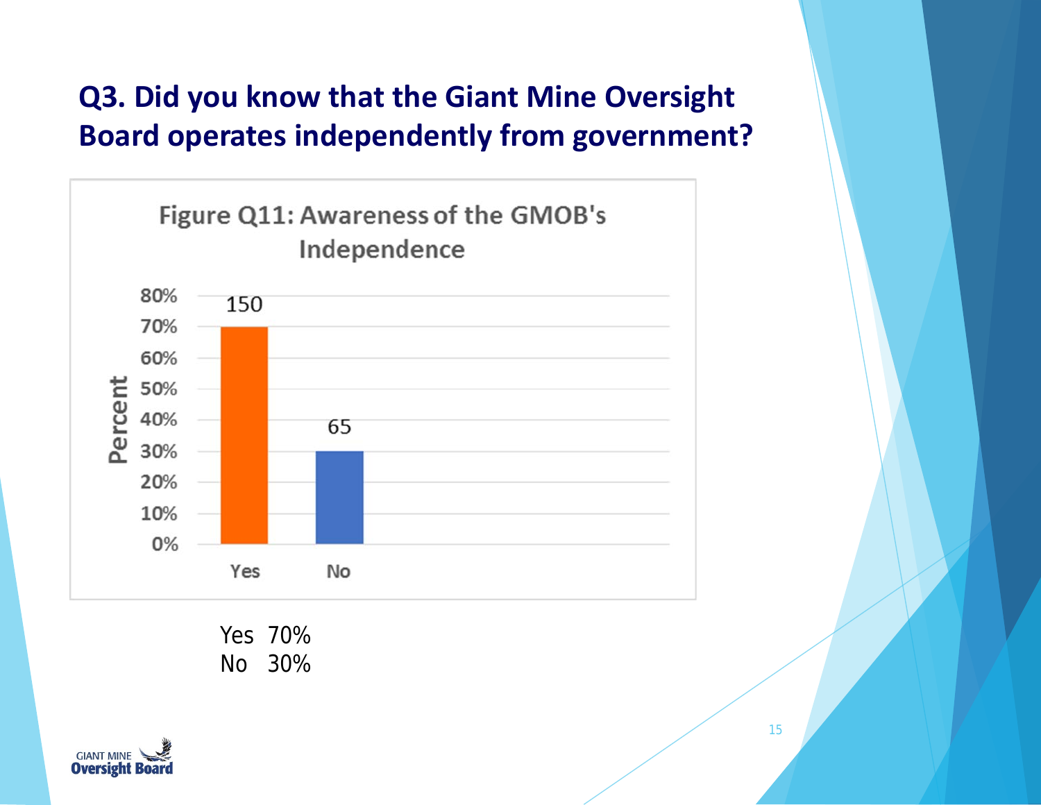# Q3. Did you know that the Giant Mine Oversight Board operates independently from government?

**Figure Q11: Awareness of the GMOB's Independence**

| Response | Count | Percent |
|---|---|---|
| Yes | 150 | 70% |
| No | 65 | 30% |

Yes 70%
No 30%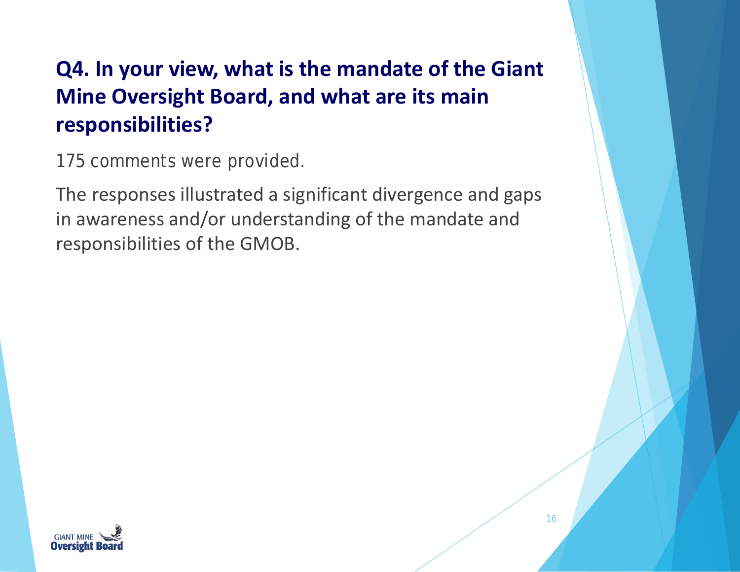## Q4. In your view, what is the mandate of the Giant Mine Oversight Board, and what are its main responsibilities?

175 comments were provided.

The responses illustrated a significant divergence and gaps in awareness and/or understanding of the mandate and responsibilities of the GMOB.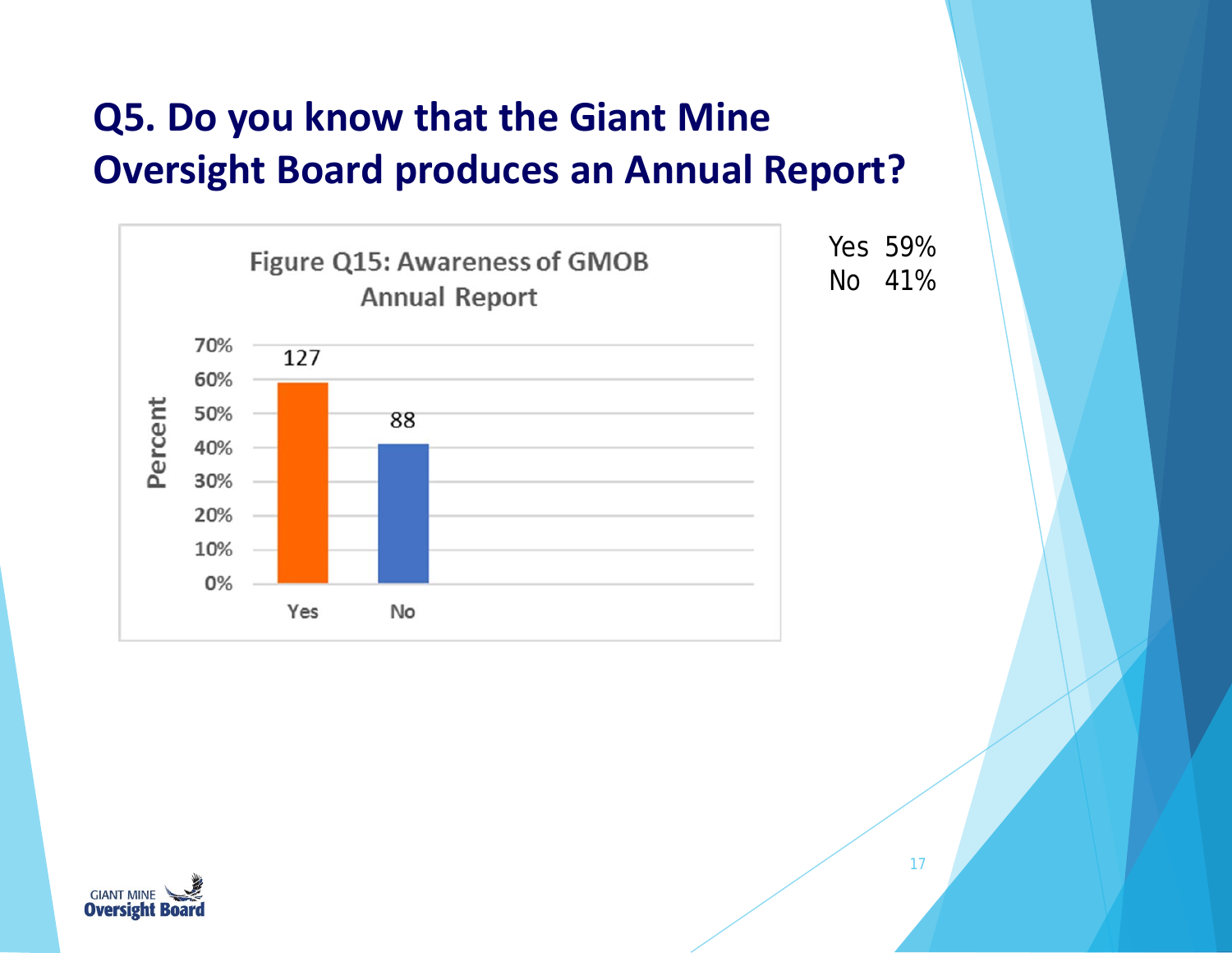# Q5. Do you know that the Giant Mine Oversight Board produces an Annual Report?

**Figure Q15: Awareness of GMOB Annual Report**

| Response | Count | Percent |
|---|---|---|
| Yes | 127 | 59% |
| No | 88 | 41% |

Yes 59%
No 41%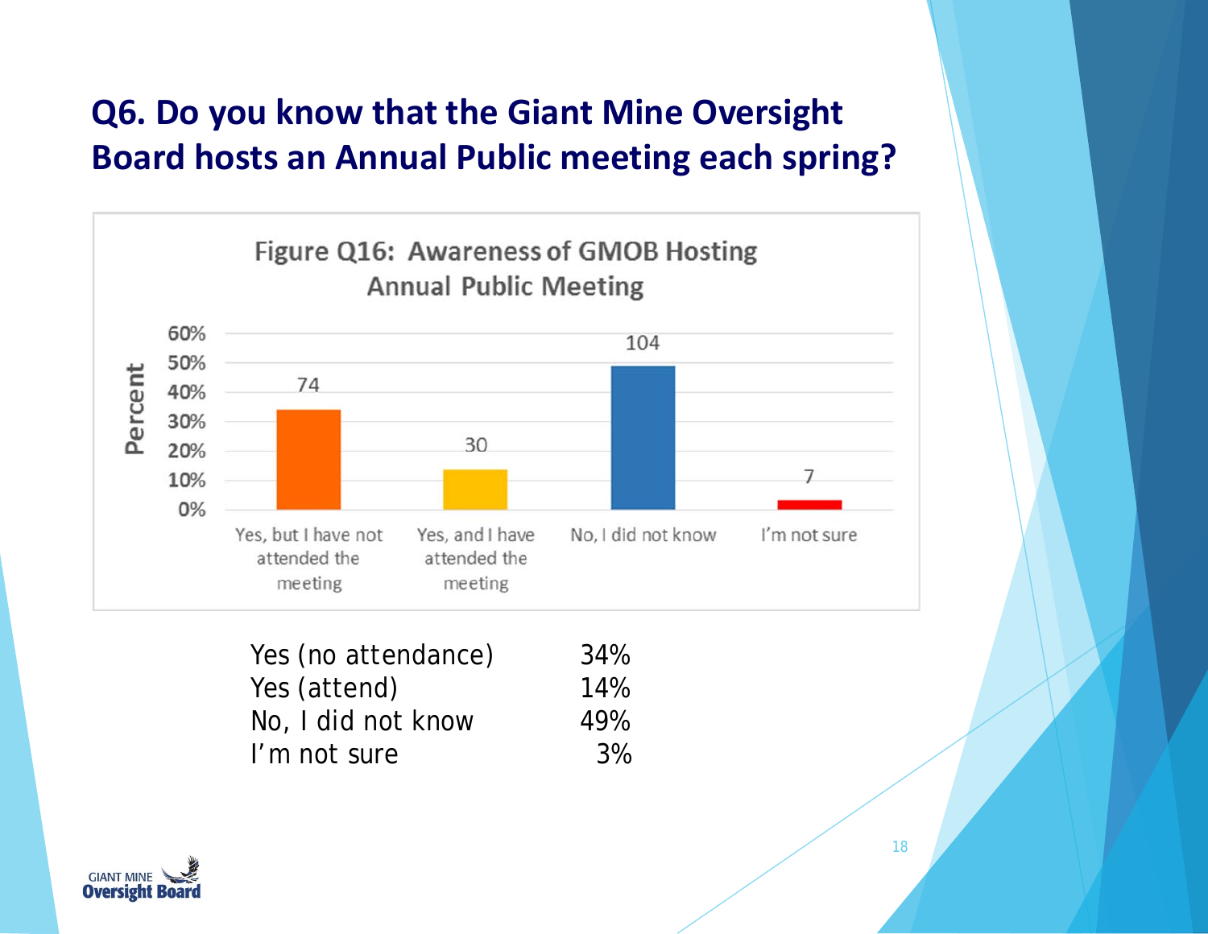# Q6. Do you know that the Giant Mine Oversight Board hosts an Annual Public meeting each spring?

**Figure Q16: Awareness of GMOB Hosting Annual Public Meeting**

| Response | Count |
|---|---|
| Yes, but I have not attended the meeting | 74 |
| Yes, and I have attended the meeting | 30 |
| No, I did not know | 104 |
| I'm not sure | 7 |

| | |
|---|---|
| Yes (no attendance) | 34% |
| Yes (attend) | 14% |
| No, I did not know | 49% |
| I'm not sure | 3% |

GIANT MINE Oversight Board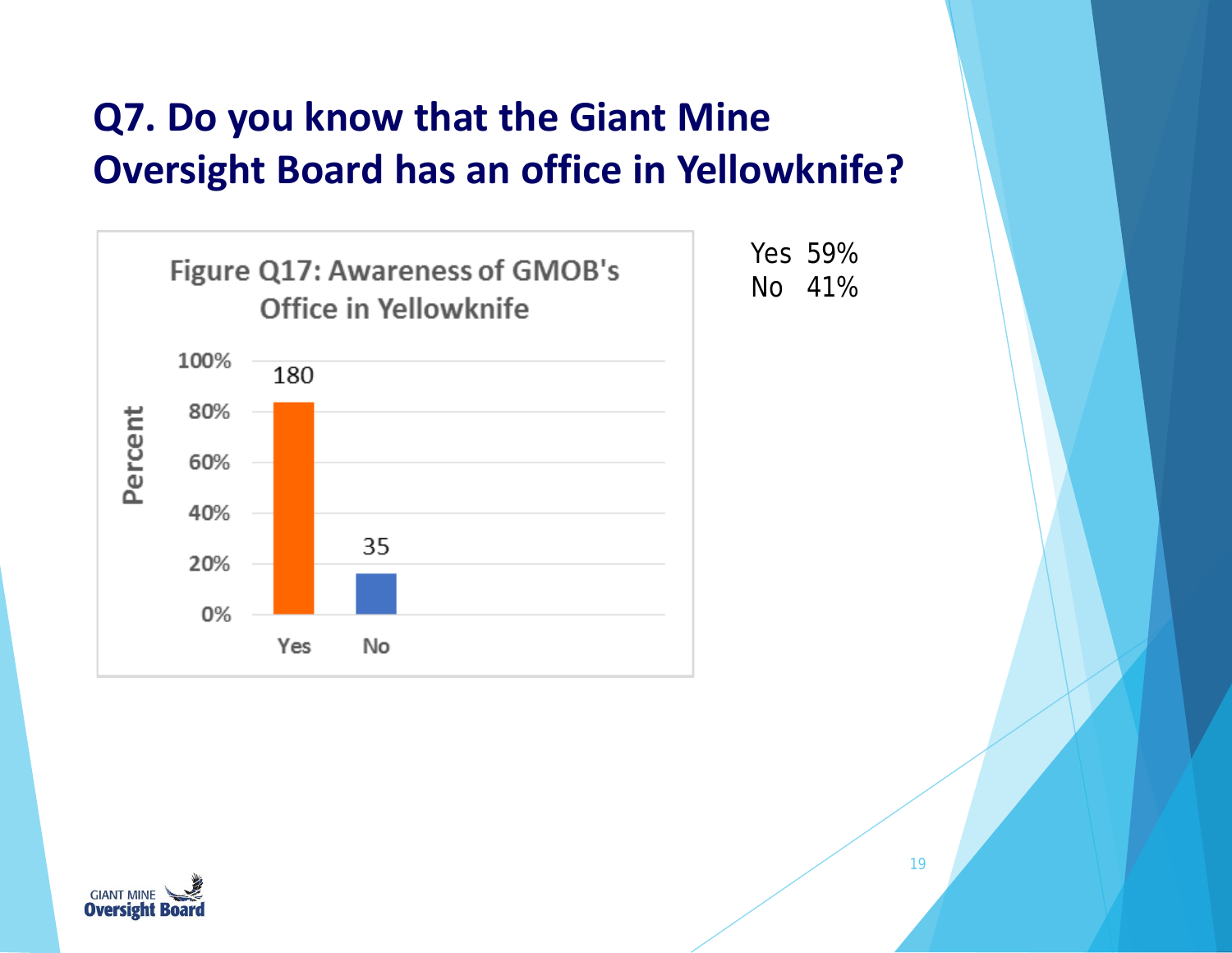# Q7. Do you know that the Giant Mine Oversight Board has an office in Yellowknife?

**Figure Q17: Awareness of GMOB's Office in Yellowknife**

| | Count |
|---|---|
| Yes | 180 |
| No | 35 |

Yes 59%
No 41%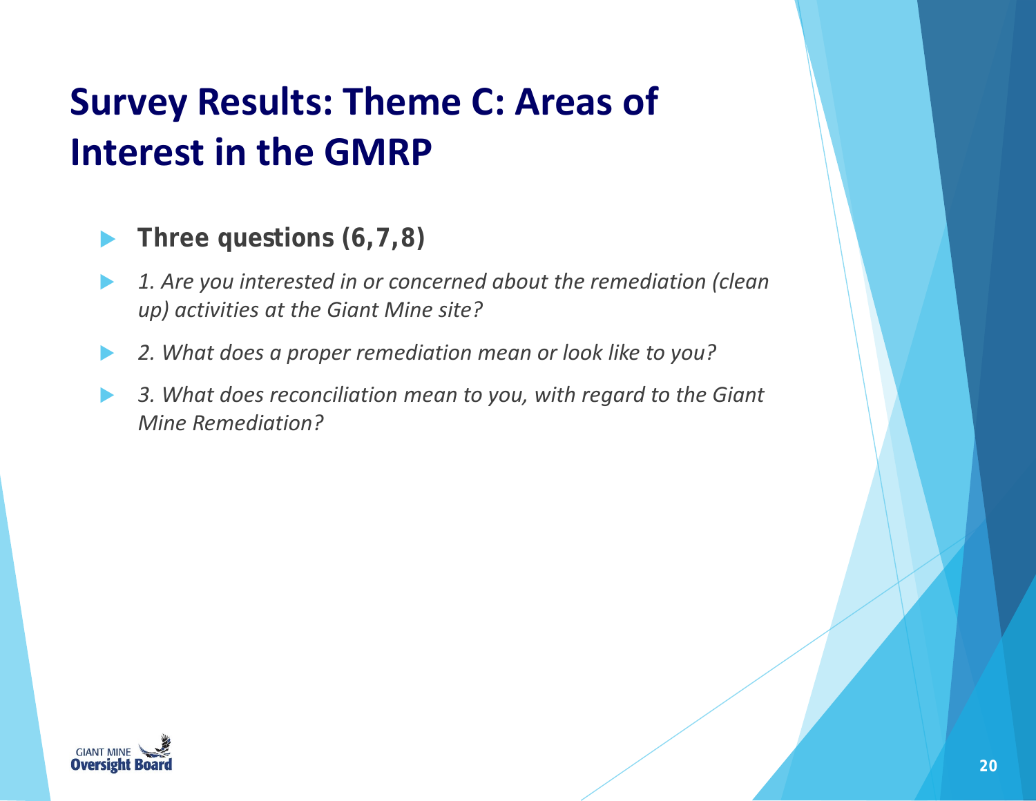# Survey Results: Theme C: Areas of Interest in the GMRP

- **Three questions (6,7,8)**
- *1. Are you interested in or concerned about the remediation (clean up) activities at the Giant Mine site?*
- *2. What does a proper remediation mean or look like to you?*
- *3. What does reconciliation mean to you, with regard to the Giant Mine Remediation?*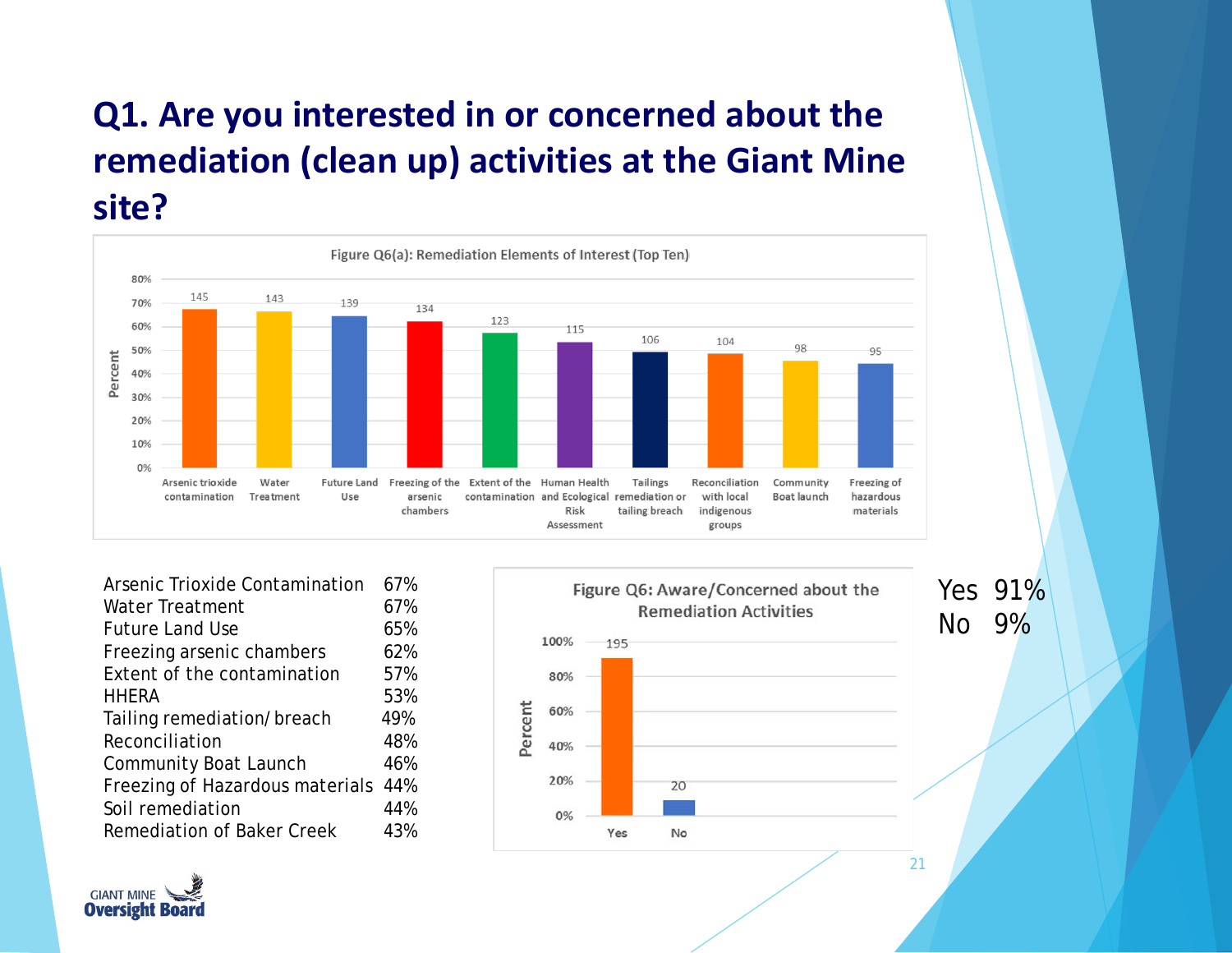# Q1. Are you interested in or concerned about the remediation (clean up) activities at the Giant Mine site?

**Figure Q6(a): Remediation Elements of Interest (Top Ten)**

| Element | Count |
|---|---|
| Arsenic trioxide contamination | 145 |
| Water Treatment | 143 |
| Future Land Use | 139 |
| Freezing of the arsenic chambers | 134 |
| Extent of the contamination | 123 |
| Human Health and Ecological Risk Assessment | 115 |
| Tailings remediation or tailing breach | 106 |
| Reconciliation with local indigenous groups | 104 |
| Community Boat launch | 98 |
| Freezing of hazardous materials | 95 |

| Element | Percent |
|---|---|
| Arsenic Trioxide Contamination | 67% |
| Water Treatment | 67% |
| Future Land Use | 65% |
| Freezing arsenic chambers | 62% |
| Extent of the contamination | 57% |
| HHERA | 53% |
| Tailing remediation/ breach | 49% |
| Reconciliation | 48% |
| Community Boat Launch | 46% |
| Freezing of Hazardous materials | 44% |
| Soil remediation | 44% |
| Remediation of Baker Creek | 43% |

**Figure Q6: Aware/Concerned about the Remediation Activities**

| Response | Count | Percent |
|---|---|---|
| Yes | 195 | 91% |
| No | 20 | 9% |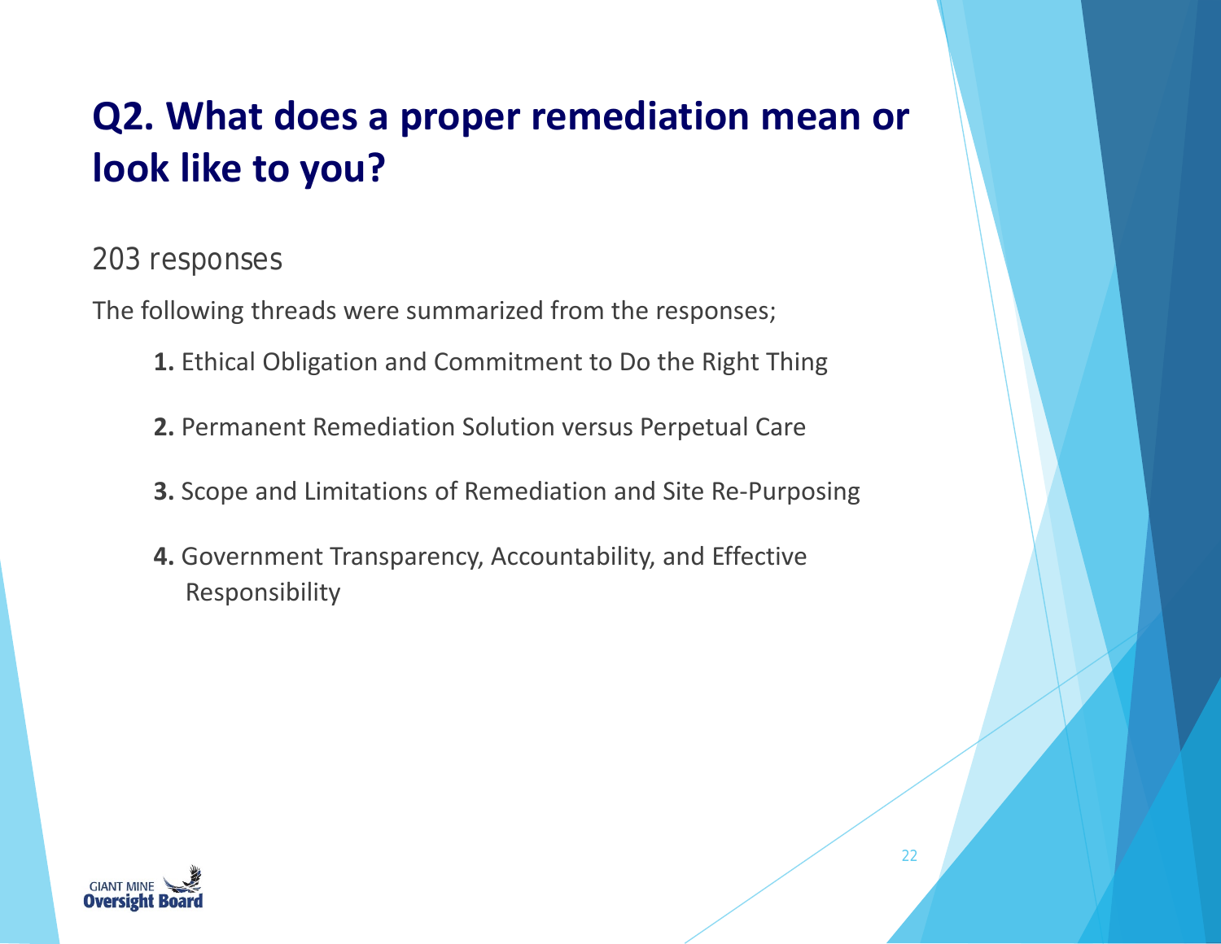# Q2. What does a proper remediation mean or look like to you?

203 responses

The following threads were summarized from the responses;

1. Ethical Obligation and Commitment to Do the Right Thing
2. Permanent Remediation Solution versus Perpetual Care
3. Scope and Limitations of Remediation and Site Re-Purposing
4. Government Transparency, Accountability, and Effective Responsibility

GIANT MINE Oversight Board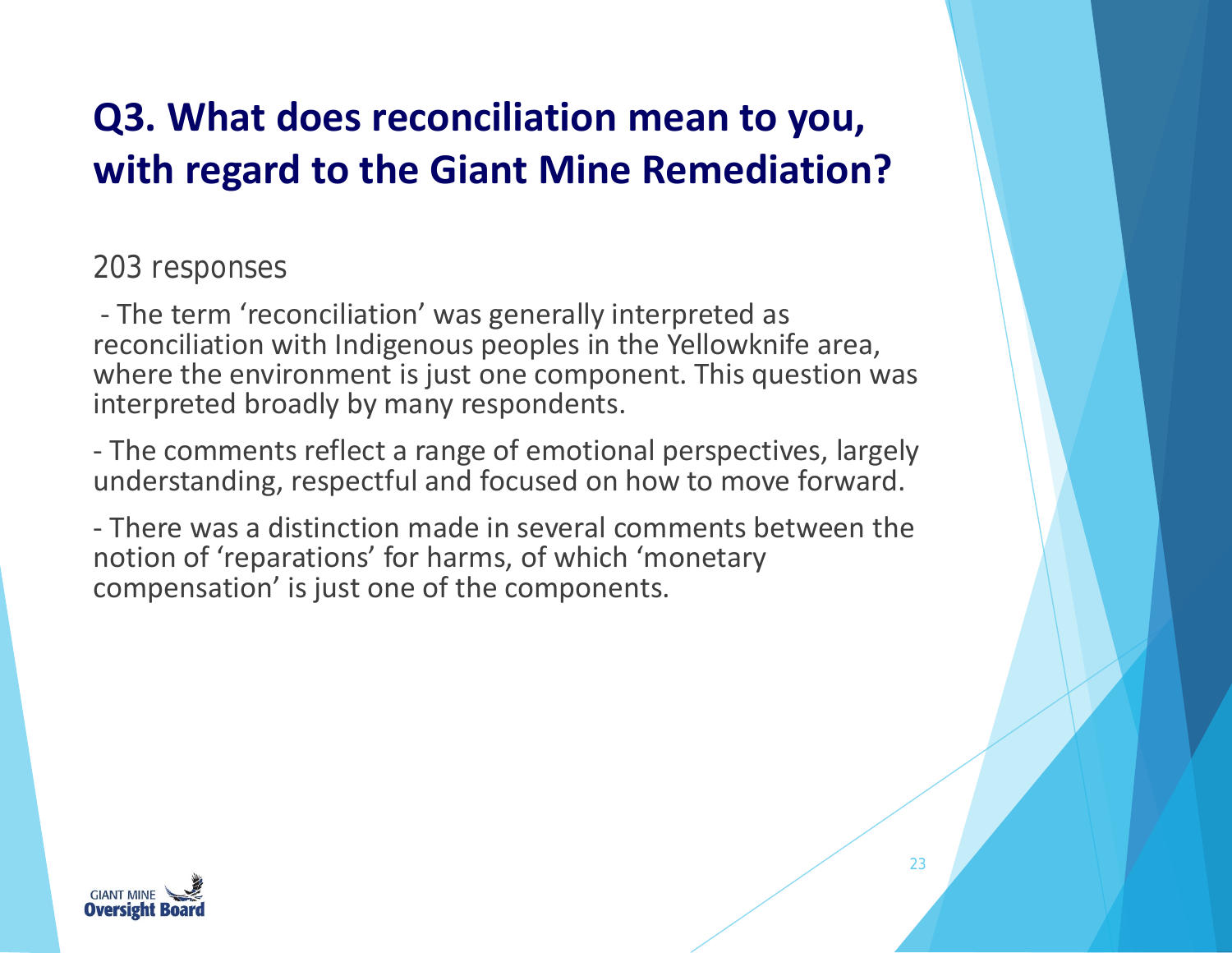# Q3. What does reconciliation mean to you, with regard to the Giant Mine Remediation?

203 responses

- The term 'reconciliation' was generally interpreted as reconciliation with Indigenous peoples in the Yellowknife area, where the environment is just one component. This question was interpreted broadly by many respondents.

- The comments reflect a range of emotional perspectives, largely understanding, respectful and focused on how to move forward.

- There was a distinction made in several comments between the notion of 'reparations' for harms, of which 'monetary compensation' is just one of the components.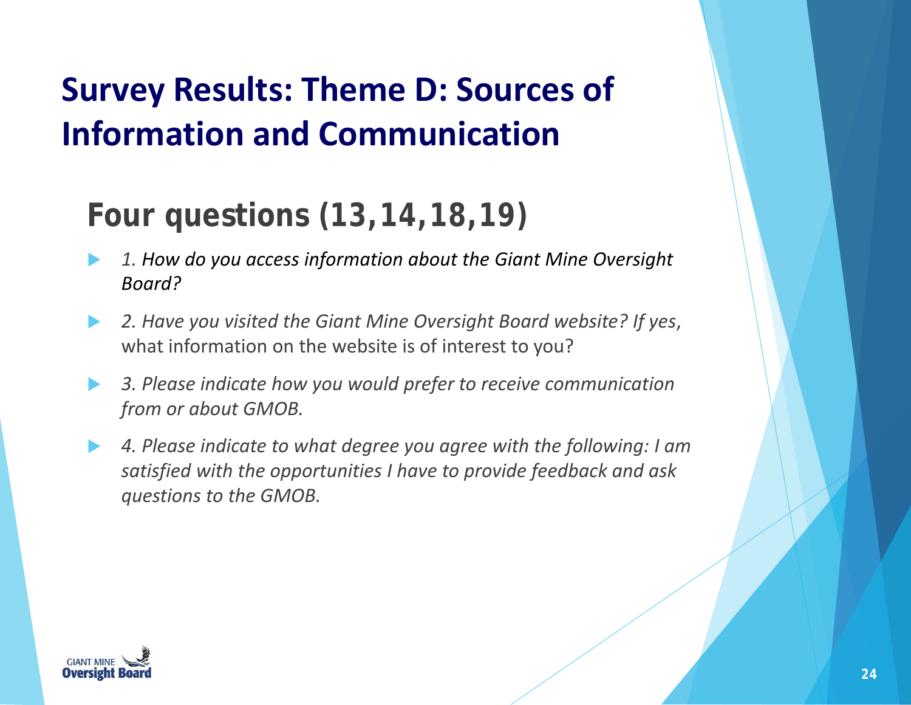# Survey Results: Theme D: Sources of Information and Communication

## Four questions (13,14,18,19)

- *1. How do you access information about the Giant Mine Oversight Board?*
- *2. Have you visited the Giant Mine Oversight Board website? If yes,* what information on the website is of interest to you?
- *3. Please indicate how you would prefer to receive communication from or about GMOB.*
- *4. Please indicate to what degree you agree with the following: I am satisfied with the opportunities I have to provide feedback and ask questions to the GMOB.*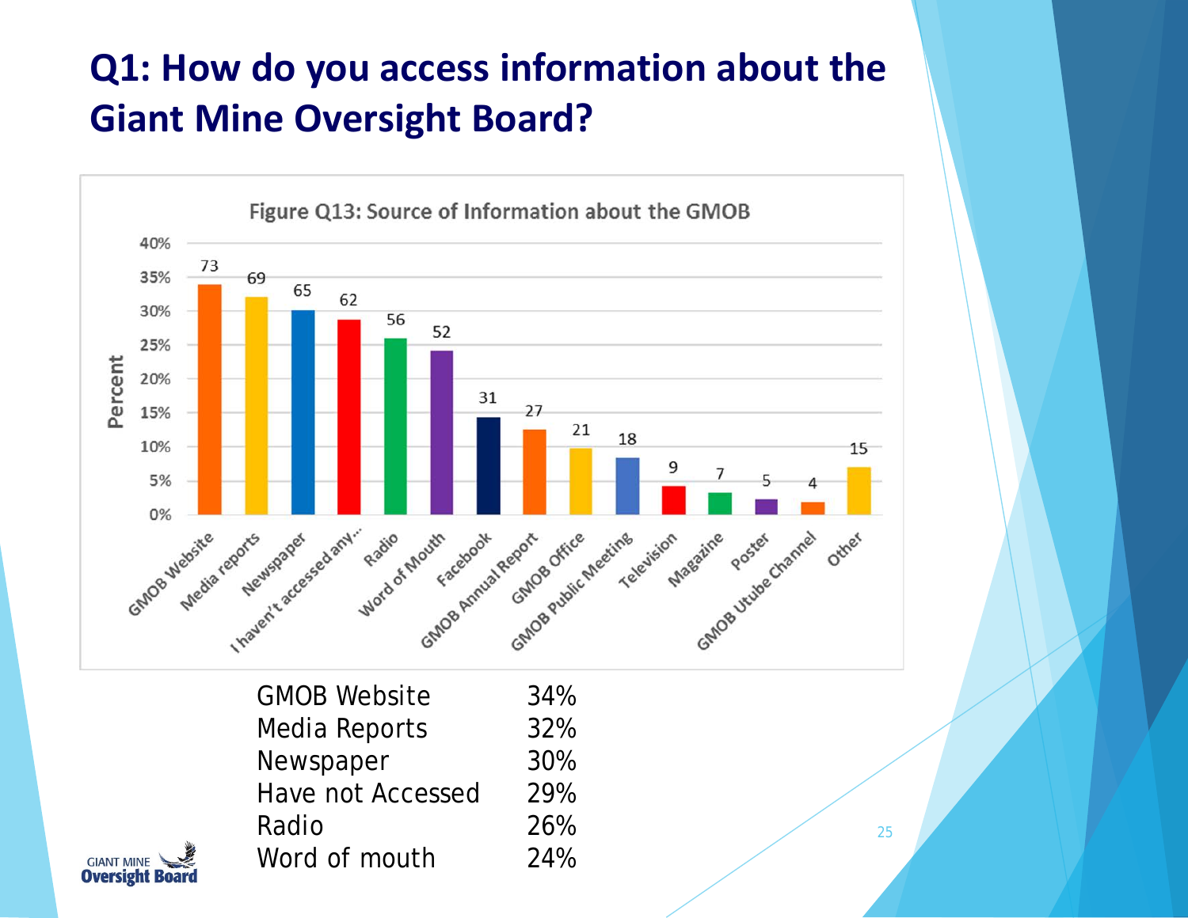# Q1: How do you access information about the Giant Mine Oversight Board?

Figure Q13: Source of Information about the GMOB

| Source | Count |
|---|---|
| GMOB Website | 73 |
| Media reports | 69 |
| Newspaper | 65 |
| I haven't accessed any... | 62 |
| Radio | 56 |
| Word of Mouth | 52 |
| Facebook | 31 |
| GMOB Annual Report | 27 |
| GMOB Office | 21 |
| GMOB Public Meeting | 18 |
| Television | 9 |
| Magazine | 7 |
| Poster | 5 |
| GMOB Utube Channel | 4 |
| Other | 15 |

| | |
|---|---|
| GMOB Website | 34% |
| Media Reports | 32% |
| Newspaper | 30% |
| Have not Accessed | 29% |
| Radio | 26% |
| Word of mouth | 24% |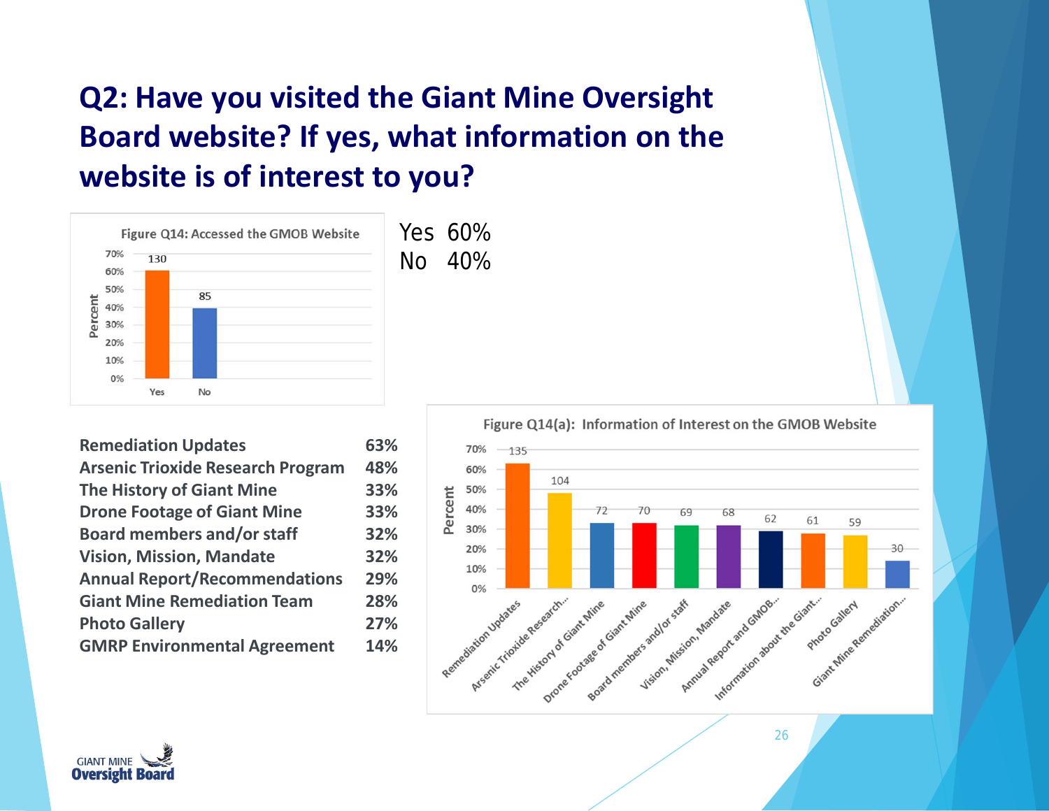## Q2: Have you visited the Giant Mine Oversight Board website? If yes, what information on the website is of interest to you?

Figure Q14: Accessed the GMOB Website

| Response | Count | Percent |
|---|---|---|
| Yes | 130 | 60% |
| No | 85 | 40% |

Yes 60%
No 40%

| Information | Percent |
|---|---|
| Remediation Updates | 63% |
| Arsenic Trioxide Research Program | 48% |
| The History of Giant Mine | 33% |
| Drone Footage of Giant Mine | 33% |
| Board members and/or staff | 32% |
| Vision, Mission, Mandate | 32% |
| Annual Report/Recommendations | 29% |
| Giant Mine Remediation Team | 28% |
| Photo Gallery | 27% |
| GMRP Environmental Agreement | 14% |

Figure Q14(a): Information of Interest on the GMOB Website

| Information | Count |
|---|---|
| Remediation Updates | 135 |
| Arsenic Trioxide Research... | 104 |
| The History of Giant Mine | 72 |
| Drone Footage of Giant Mine | 70 |
| Board members and/or staff | 69 |
| Vision, Mission, Mandate | 68 |
| Annual Report and GMOB... | 62 |
| Information about the Giant... | 61 |
| Photo Gallery | 59 |
| Giant Mine Remediation... | 30 |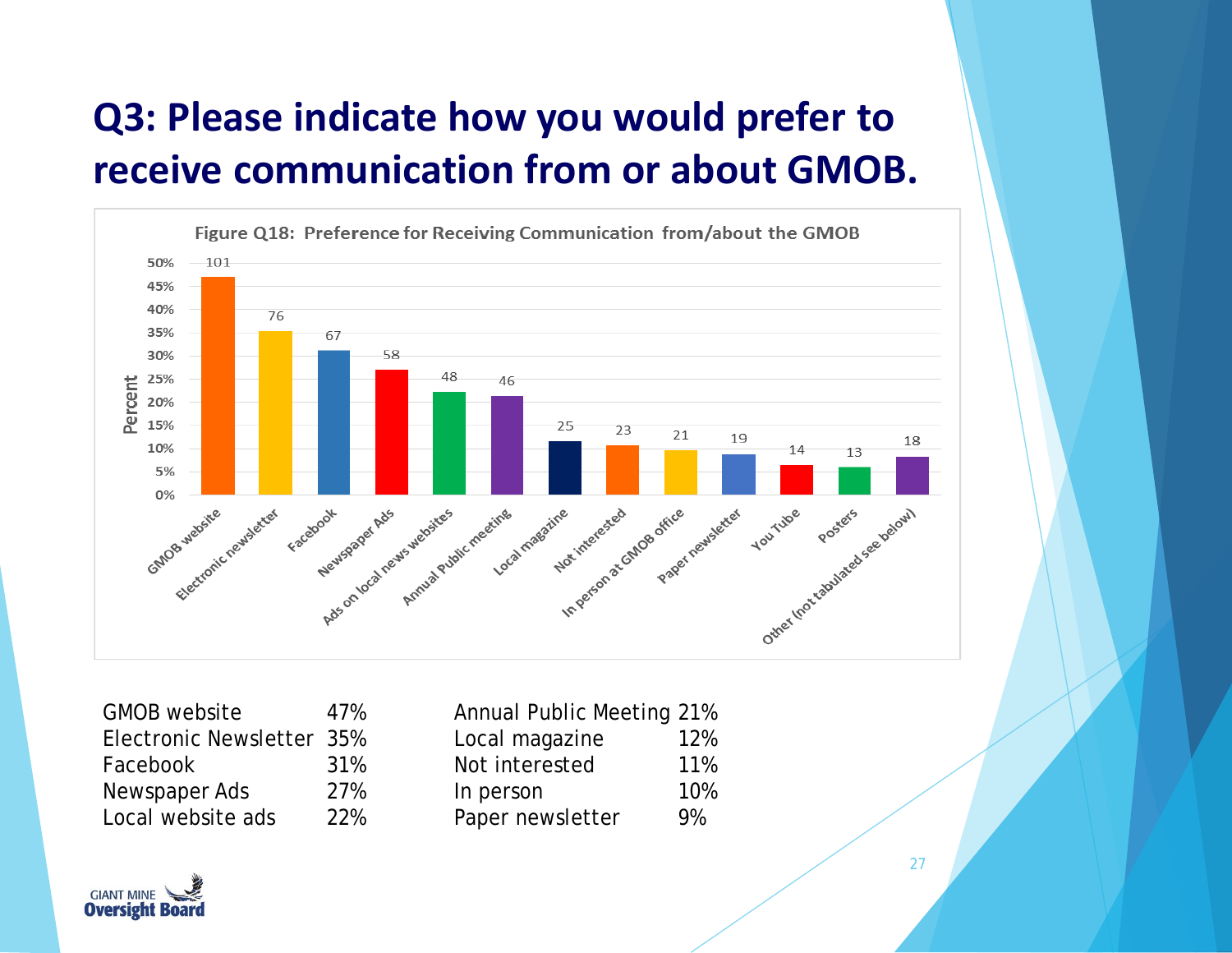# Q3: Please indicate how you would prefer to receive communication from or about GMOB.

**Figure Q18: Preference for Receiving Communication from/about the GMOB**

| Category | Count |
|---|---|
| GMOB website | 101 |
| Electronic newsletter | 76 |
| Facebook | 67 |
| Newspaper Ads | 58 |
| Ads on local news websites | 48 |
| Annual Public meeting | 46 |
| Local magazine | 25 |
| Not interested | 23 |
| In person at GMOB office | 21 |
| Paper newsletter | 19 |
| You Tube | 14 |
| Posters | 13 |
| Other (not tabulated see below) | 18 |

| | | | |
|---|---|---|---|
| GMOB website | 47% | Annual Public Meeting | 21% |
| Electronic Newsletter | 35% | Local magazine | 12% |
| Facebook | 31% | Not interested | 11% |
| Newspaper Ads | 27% | In person | 10% |
| Local website ads | 22% | Paper newsletter | 9% |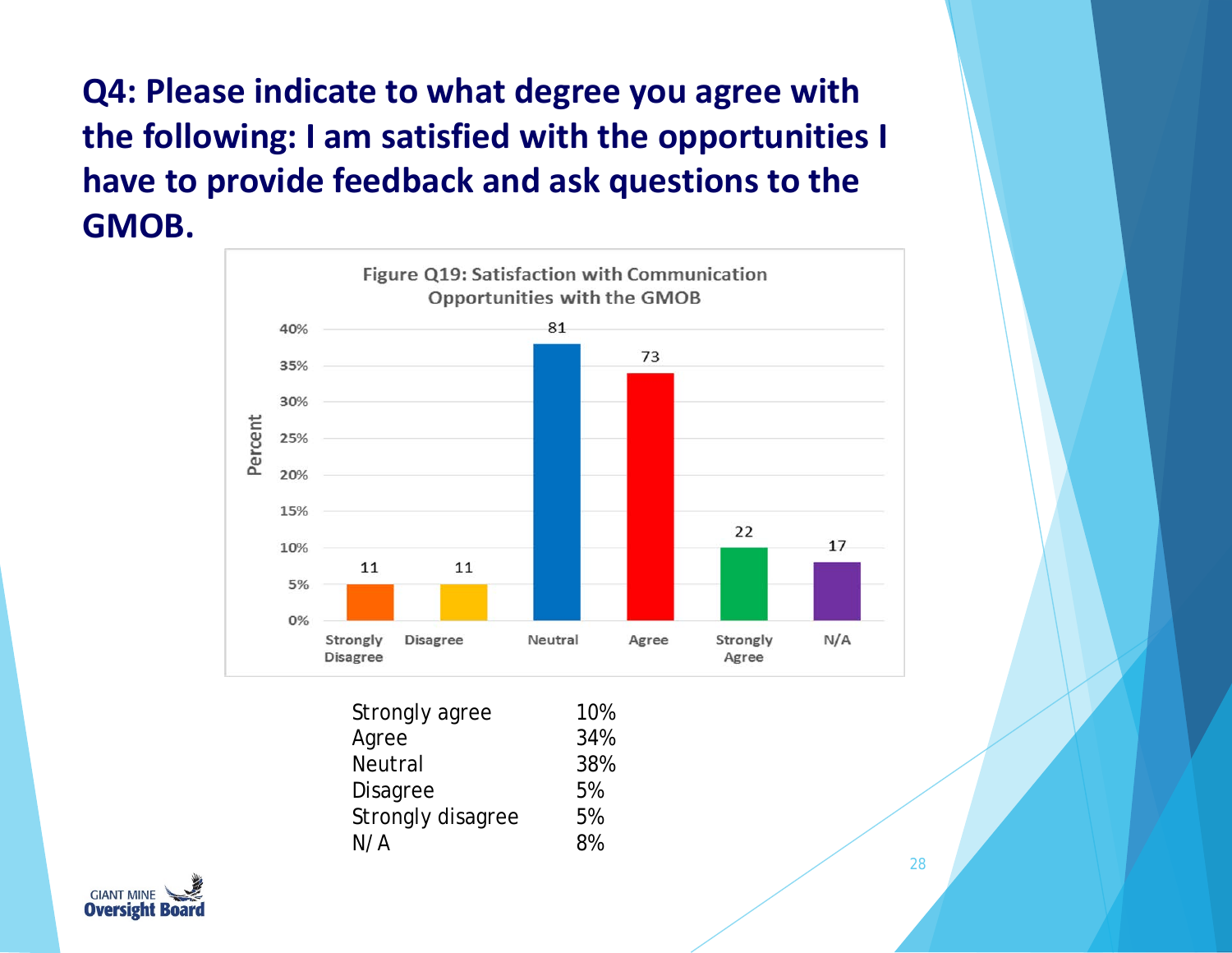# Q4: Please indicate to what degree you agree with the following: I am satisfied with the opportunities I have to provide feedback and ask questions to the GMOB.

**Figure Q19: Satisfaction with Communication Opportunities with the GMOB**

| Response | Count |
| --- | --- |
| Strongly Disagree | 11 |
| Disagree | 11 |
| Neutral | 81 |
| Agree | 73 |
| Strongly Agree | 22 |
| N/A | 17 |

| Response | Percent |
| --- | --- |
| Strongly agree | 10% |
| Agree | 34% |
| Neutral | 38% |
| Disagree | 5% |
| Strongly disagree | 5% |
| N/A | 8% |

GIANT MINE **Oversight Board**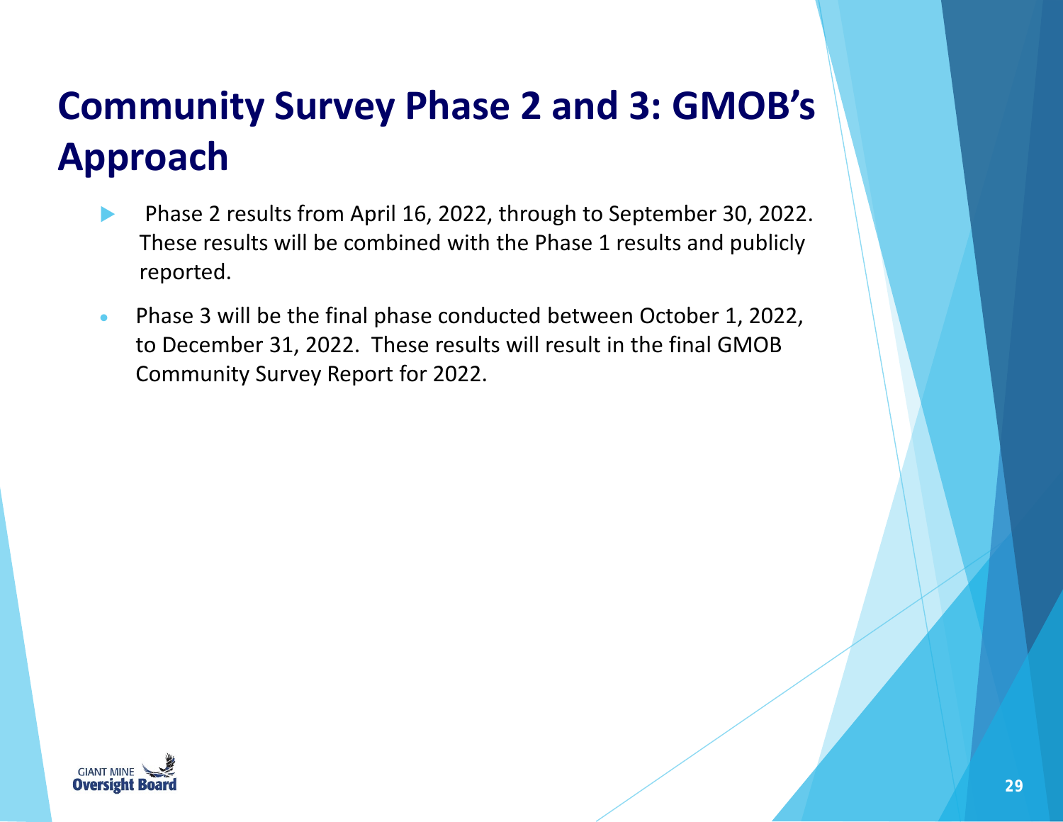# Community Survey Phase 2 and 3: GMOB's Approach

- Phase 2 results from April 16, 2022, through to September 30, 2022. These results will be combined with the Phase 1 results and publicly reported.
- Phase 3 will be the final phase conducted between October 1, 2022, to December 31, 2022. These results will result in the final GMOB Community Survey Report for 2022.

GIANT MINE Oversight Board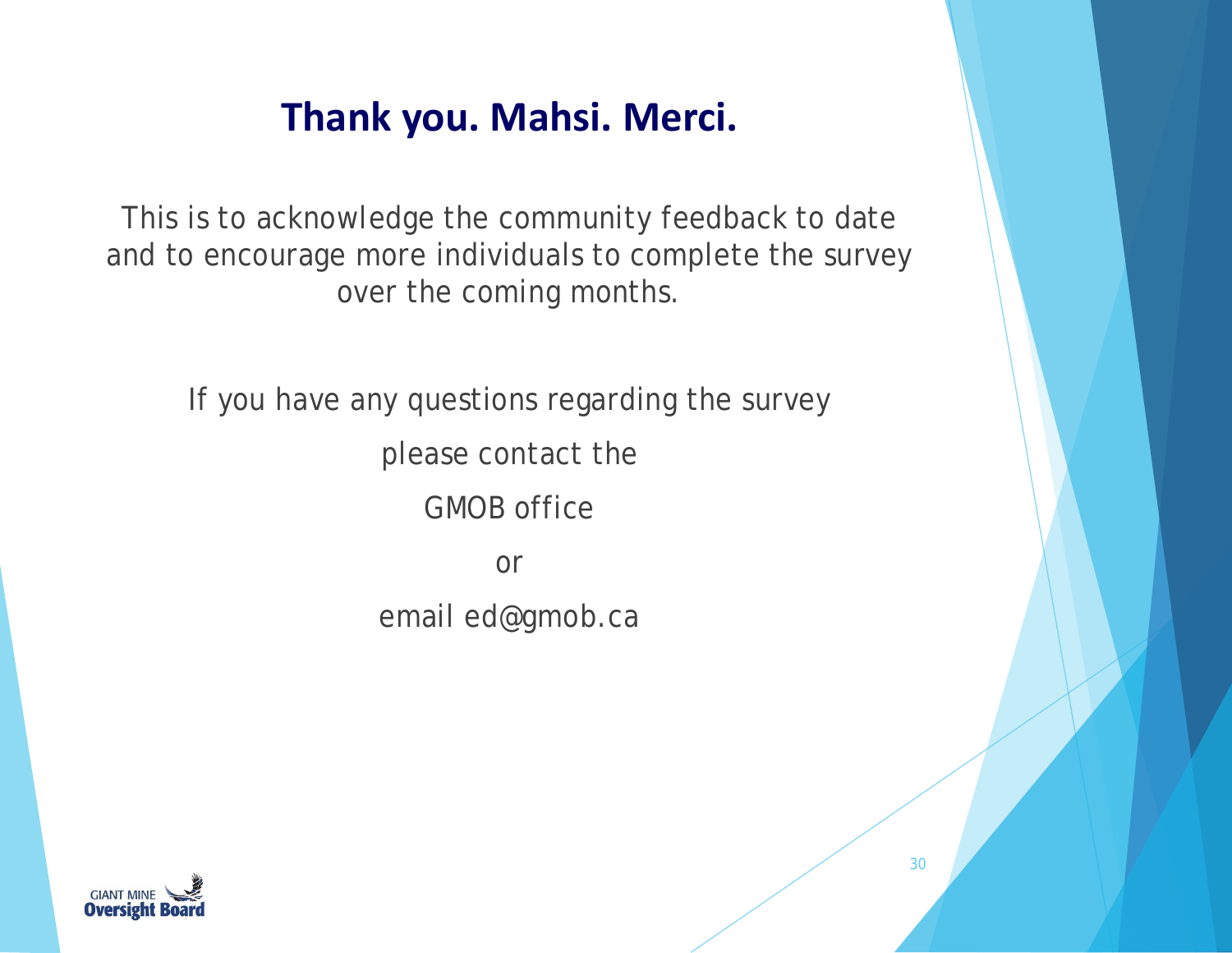# Thank you. Mahsi. Merci.

This is to acknowledge the community feedback to date and to encourage more individuals to complete the survey over the coming months.

If you have any questions regarding the survey

please contact the

GMOB office

or

email ed@gmob.ca

GIANT MINE Oversight Board